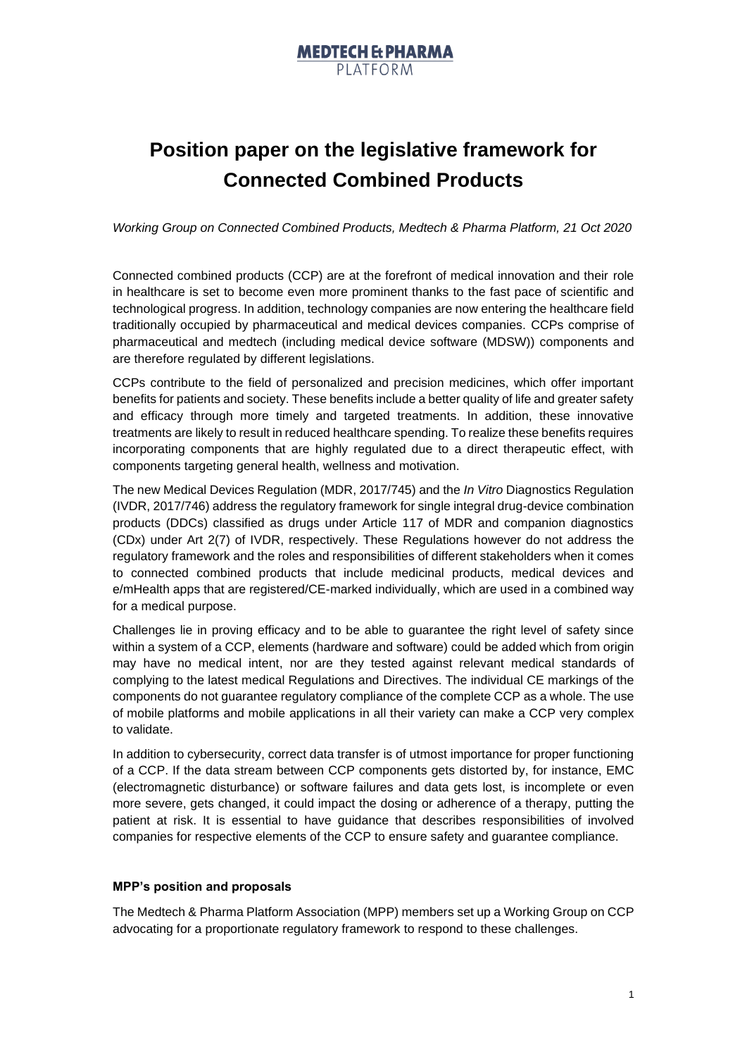# Position paper on the legislative framework for Connected Combined Products

*Working Group on Connected Combined Products, Medtech & Pharma Platform, 21 Oct 2020*

Connected combined products (CCP) are at the forefront of medical innovation and their role in healthcare is set to become even more prominent thanks to the fast pace of scientific and technological progress. In addition, technology companies are now entering the healthcare field traditionally occupied by pharmaceutical and medical devices companies. CCPs comprise of pharmaceutical and medtech (including medical device software (MDSW)) components and are therefore regulated by different legislations.

CCPs contribute to the field of personalized and precision medicines, which offer important benefits for patients and society. These benefits include a better quality of life and greater safety and efficacy through more timely and targeted treatments. In addition, these innovative treatments are likely to result in reduced healthcare spending. To realize these benefits requires incorporating components that are highly regulated due to a direct therapeutic effect, with components targeting general health, wellness and motivation.

The new Medical Devices Regulation (MDR, 2017/745) and the *In Vitro* Diagnostics Regulation (IVDR, 2017/746) address the regulatory framework for single integral drug-device combination products (DDCs) classified as drugs under Article 117 of MDR and companion diagnostics (CDx) under Art 2(7) of IVDR, respectively. These Regulations however do not address the regulatory framework and the roles and responsibilities of different stakeholders when it comes to connected combined products that include medicinal products, medical devices and e/mHealth apps that are registered/CE-marked individually, which are used in a combined way for a medical purpose.

Challenges lie in proving efficacy and to be able to guarantee the right level of safety since within a system of a CCP, elements (hardware and software) could be added which from origin may have no medical intent, nor are they tested against relevant medical standards of complying to the latest medical Regulations and Directives. The individual CE markings of the components do not guarantee regulatory compliance of the complete CCP as a whole. The use of mobile platforms and mobile applications in all their variety can make a CCP very complex to validate.

In addition to cybersecurity, correct data transfer is of utmost importance for proper functioning of a CCP. If the data stream between CCP components gets distorted by, for instance, EMC (electromagnetic disturbance) or software failures and data gets lost, is incomplete or even more severe, gets changed, it could impact the dosing or adherence of a therapy, putting the patient at risk. It is essential to have guidance that describes responsibilities of involved companies for respective elements of the CCP to ensure safety and guarantee compliance.

**MPP's position and proposals**

The Medtech & Pharma Platform Association (MPP) members set up a Working Group on CCP advocating for a proportionate regulatory framework to respond to these challenges.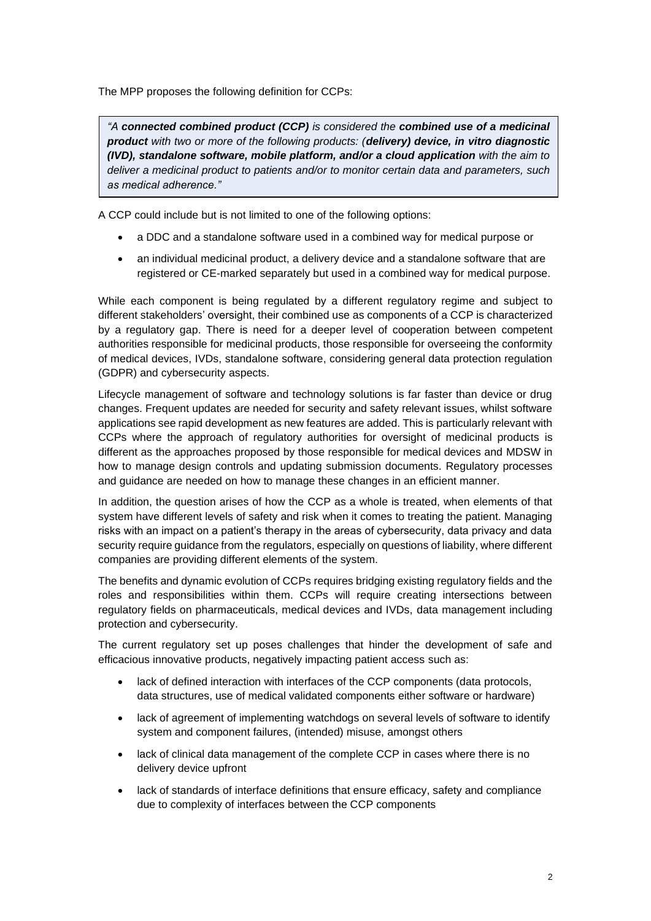The MPP proposes the following definition for CCPs:

> *"A **connected combined product (CCP)** is considered the **combined use of a medicinal product** with two or more of the following products: (**delivery) device, in vitro diagnostic (IVD), standalone software, mobile platform, and/or a cloud application** with the aim to deliver a medicinal product to patients and/or to monitor certain data and parameters, such as medical adherence."*

A CCP could include but is not limited to one of the following options:

- a DDC and a standalone software used in a combined way for medical purpose or
- an individual medicinal product, a delivery device and a standalone software that are registered or CE-marked separately but used in a combined way for medical purpose.

While each component is being regulated by a different regulatory regime and subject to different stakeholders' oversight, their combined use as components of a CCP is characterized by a regulatory gap. There is need for a deeper level of cooperation between competent authorities responsible for medicinal products, those responsible for overseeing the conformity of medical devices, IVDs, standalone software, considering general data protection regulation (GDPR) and cybersecurity aspects.

Lifecycle management of software and technology solutions is far faster than device or drug changes. Frequent updates are needed for security and safety relevant issues, whilst software applications see rapid development as new features are added. This is particularly relevant with CCPs where the approach of regulatory authorities for oversight of medicinal products is different as the approaches proposed by those responsible for medical devices and MDSW in how to manage design controls and updating submission documents. Regulatory processes and guidance are needed on how to manage these changes in an efficient manner.

In addition, the question arises of how the CCP as a whole is treated, when elements of that system have different levels of safety and risk when it comes to treating the patient. Managing risks with an impact on a patient's therapy in the areas of cybersecurity, data privacy and data security require guidance from the regulators, especially on questions of liability, where different companies are providing different elements of the system.

The benefits and dynamic evolution of CCPs requires bridging existing regulatory fields and the roles and responsibilities within them. CCPs will require creating intersections between regulatory fields on pharmaceuticals, medical devices and IVDs, data management including protection and cybersecurity.

The current regulatory set up poses challenges that hinder the development of safe and efficacious innovative products, negatively impacting patient access such as:

- lack of defined interaction with interfaces of the CCP components (data protocols, data structures, use of medical validated components either software or hardware)
- lack of agreement of implementing watchdogs on several levels of software to identify system and component failures, (intended) misuse, amongst others
- lack of clinical data management of the complete CCP in cases where there is no delivery device upfront
- lack of standards of interface definitions that ensure efficacy, safety and compliance due to complexity of interfaces between the CCP components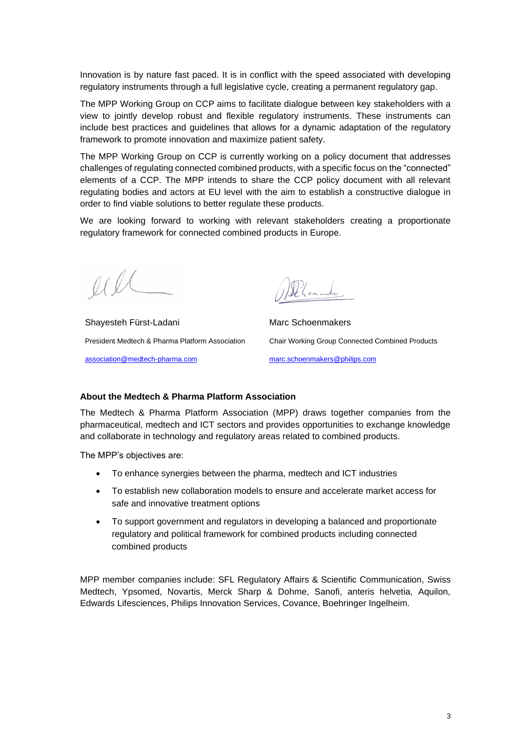Innovation is by nature fast paced. It is in conflict with the speed associated with developing regulatory instruments through a full legislative cycle, creating a permanent regulatory gap.

The MPP Working Group on CCP aims to facilitate dialogue between key stakeholders with a view to jointly develop robust and flexible regulatory instruments. These instruments can include best practices and guidelines that allows for a dynamic adaptation of the regulatory framework to promote innovation and maximize patient safety.

The MPP Working Group on CCP is currently working on a policy document that addresses challenges of regulating connected combined products, with a specific focus on the "connected" elements of a CCP. The MPP intends to share the CCP policy document with all relevant regulating bodies and actors at EU level with the aim to establish a constructive dialogue in order to find viable solutions to better regulate these products.

We are looking forward to working with relevant stakeholders creating a proportionate regulatory framework for connected combined products in Europe.

Shayesteh Fürst-Ladani
President Medtech & Pharma Platform Association
association@medtech-pharma.com

Marc Schoenmakers
Chair Working Group Connected Combined Products
marc.schoenmakers@philips.com

**About the Medtech & Pharma Platform Association**

The Medtech & Pharma Platform Association (MPP) draws together companies from the pharmaceutical, medtech and ICT sectors and provides opportunities to exchange knowledge and collaborate in technology and regulatory areas related to combined products.

The MPP's objectives are:

- To enhance synergies between the pharma, medtech and ICT industries
- To establish new collaboration models to ensure and accelerate market access for safe and innovative treatment options
- To support government and regulators in developing a balanced and proportionate regulatory and political framework for combined products including connected combined products

MPP member companies include: SFL Regulatory Affairs & Scientific Communication, Swiss Medtech, Ypsomed, Novartis, Merck Sharp & Dohme, Sanofi, anteris helvetia, Aquilon, Edwards Lifesciences, Philips Innovation Services, Covance, Boehringer Ingelheim.